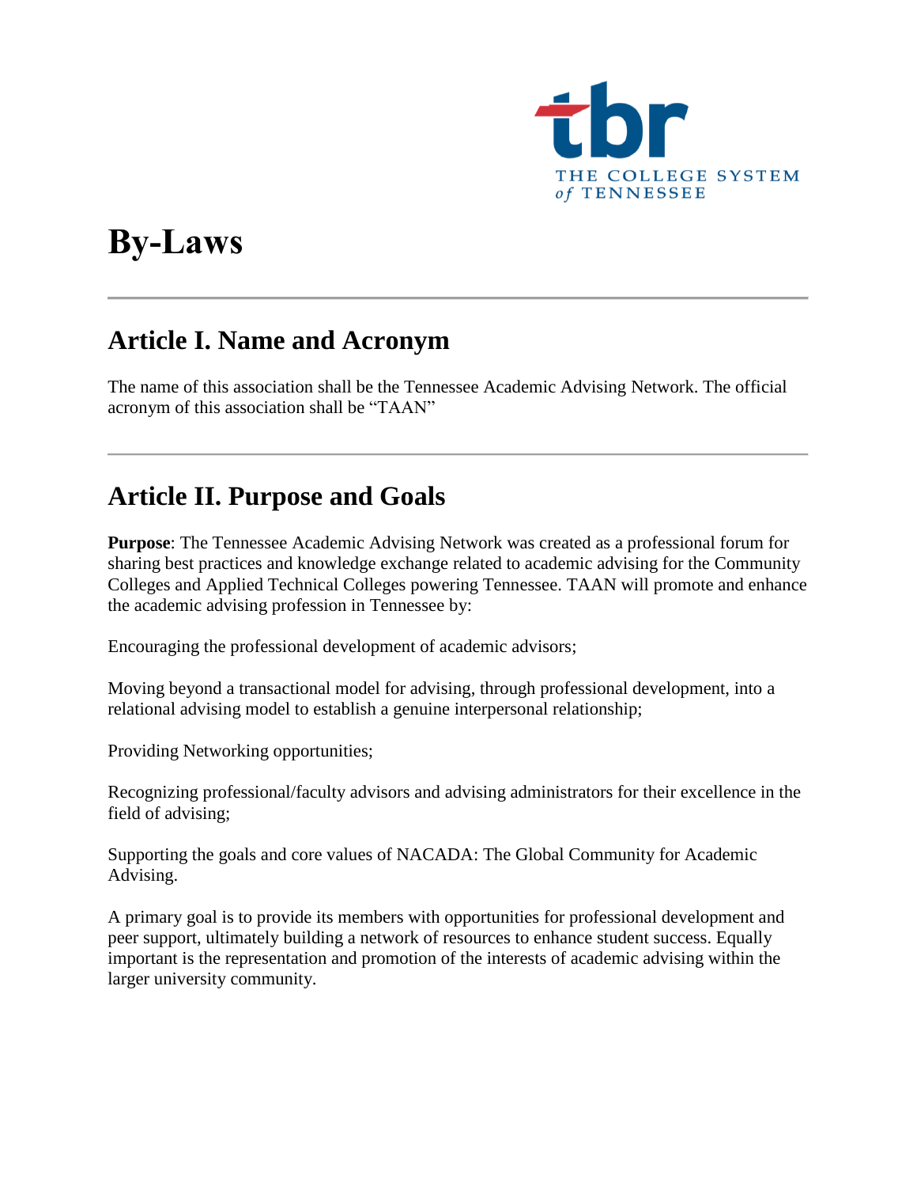# By-Laws

---

## Article I. Name and Acronym

The name of this association shall be the Tennessee Academic Advising Network. The official acronym of this association shall be "TAAN"

---

## Article II. Purpose and Goals

**Purpose**: The Tennessee Academic Advising Network was created as a professional forum for sharing best practices and knowledge exchange related to academic advising for the Community Colleges and Applied Technical Colleges powering Tennessee. TAAN will promote and enhance the academic advising profession in Tennessee by:

Encouraging the professional development of academic advisors;

Moving beyond a transactional model for advising, through professional development, into a relational advising model to establish a genuine interpersonal relationship;

Providing Networking opportunities;

Recognizing professional/faculty advisors and advising administrators for their excellence in the field of advising;

Supporting the goals and core values of NACADA: The Global Community for Academic Advising.

A primary goal is to provide its members with opportunities for professional development and peer support, ultimately building a network of resources to enhance student success. Equally important is the representation and promotion of the interests of academic advising within the larger university community.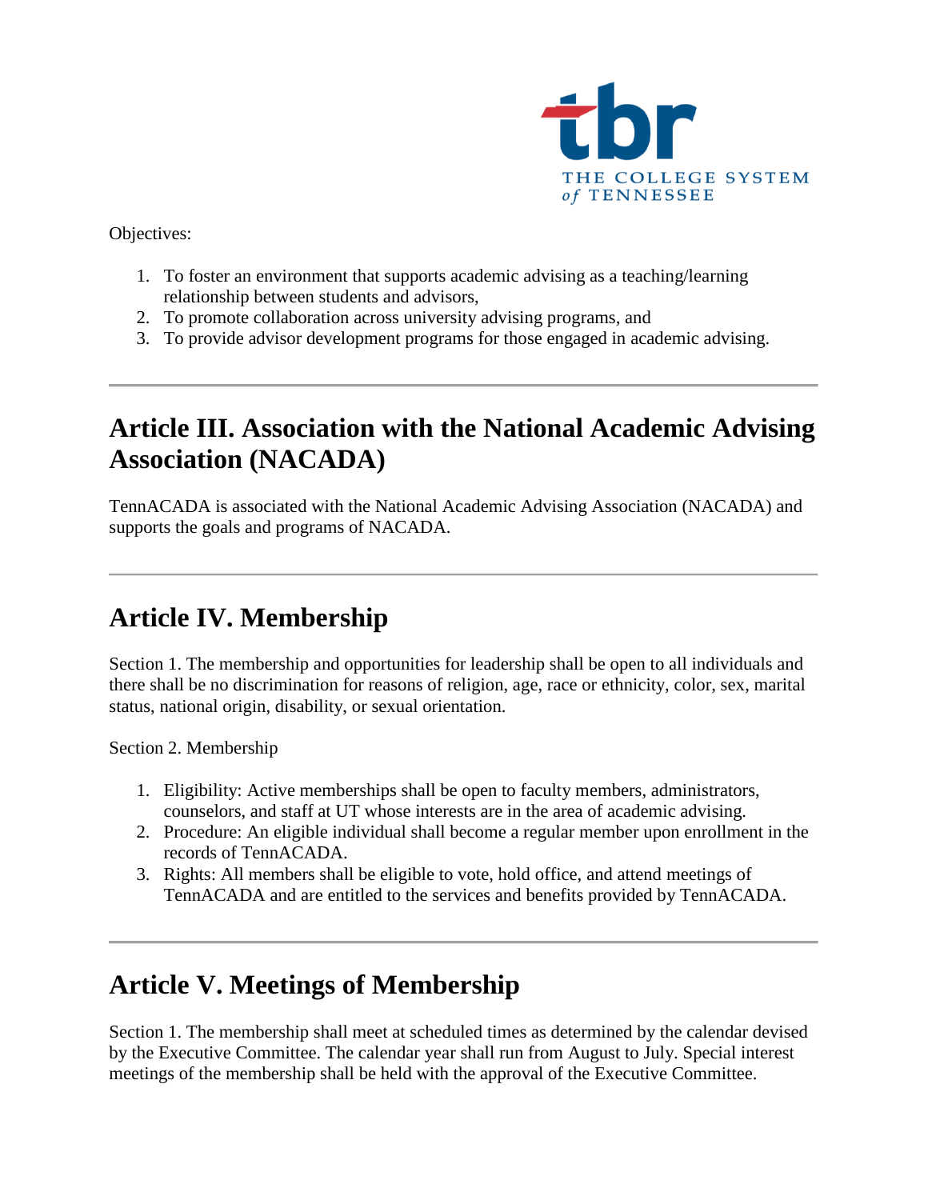Objectives:

1. To foster an environment that supports academic advising as a teaching/learning relationship between students and advisors,
2. To promote collaboration across university advising programs, and
3. To provide advisor development programs for those engaged in academic advising.

---

## Article III. Association with the National Academic Advising Association (NACADA)

TennACADA is associated with the National Academic Advising Association (NACADA) and supports the goals and programs of NACADA.

---

## Article IV. Membership

Section 1. The membership and opportunities for leadership shall be open to all individuals and there shall be no discrimination for reasons of religion, age, race or ethnicity, color, sex, marital status, national origin, disability, or sexual orientation.

Section 2. Membership

1. Eligibility: Active memberships shall be open to faculty members, administrators, counselors, and staff at UT whose interests are in the area of academic advising.
2. Procedure: An eligible individual shall become a regular member upon enrollment in the records of TennACADA.
3. Rights: All members shall be eligible to vote, hold office, and attend meetings of TennACADA and are entitled to the services and benefits provided by TennACADA.

---

## Article V. Meetings of Membership

Section 1. The membership shall meet at scheduled times as determined by the calendar devised by the Executive Committee. The calendar year shall run from August to July. Special interest meetings of the membership shall be held with the approval of the Executive Committee.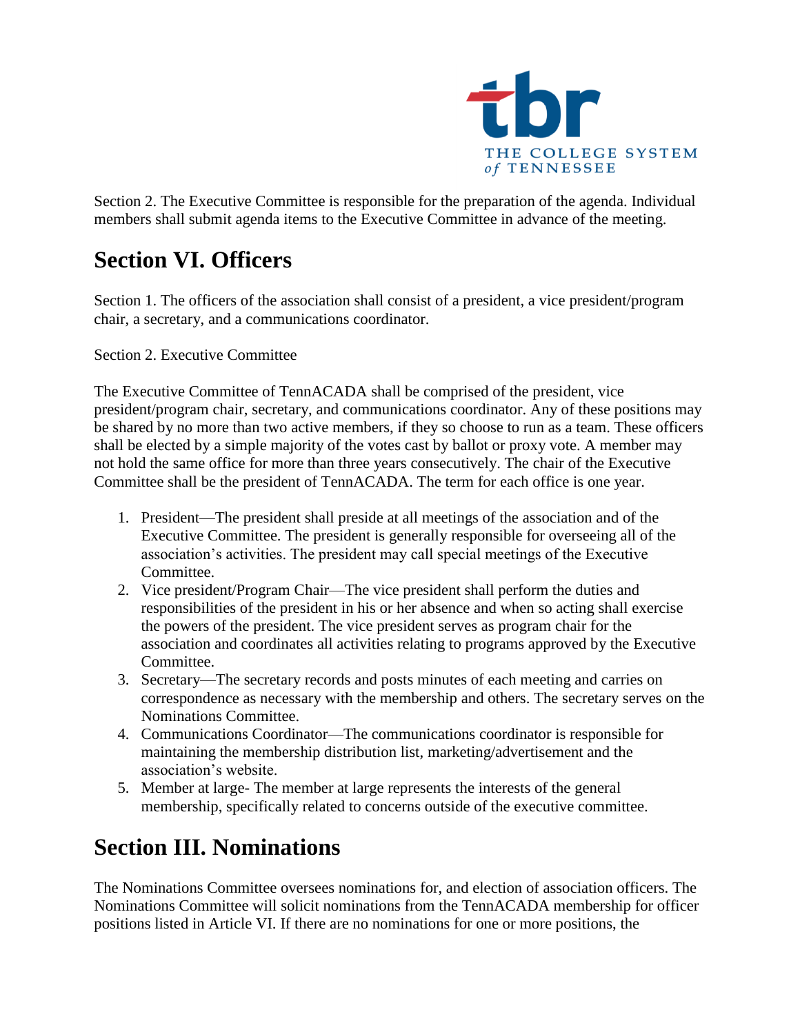Section 2. The Executive Committee is responsible for the preparation of the agenda. Individual members shall submit agenda items to the Executive Committee in advance of the meeting.

## Section VI. Officers

Section 1. The officers of the association shall consist of a president, a vice president/program chair, a secretary, and a communications coordinator.

Section 2. Executive Committee

The Executive Committee of TennACADA shall be comprised of the president, vice president/program chair, secretary, and communications coordinator. Any of these positions may be shared by no more than two active members, if they so choose to run as a team. These officers shall be elected by a simple majority of the votes cast by ballot or proxy vote. A member may not hold the same office for more than three years consecutively. The chair of the Executive Committee shall be the president of TennACADA. The term for each office is one year.

1. President—The president shall preside at all meetings of the association and of the Executive Committee. The president is generally responsible for overseeing all of the association's activities. The president may call special meetings of the Executive Committee.
2. Vice president/Program Chair—The vice president shall perform the duties and responsibilities of the president in his or her absence and when so acting shall exercise the powers of the president. The vice president serves as program chair for the association and coordinates all activities relating to programs approved by the Executive Committee.
3. Secretary—The secretary records and posts minutes of each meeting and carries on correspondence as necessary with the membership and others. The secretary serves on the Nominations Committee.
4. Communications Coordinator—The communications coordinator is responsible for maintaining the membership distribution list, marketing/advertisement and the association's website.
5. Member at large- The member at large represents the interests of the general membership, specifically related to concerns outside of the executive committee.

## Section III. Nominations

The Nominations Committee oversees nominations for, and election of association officers. The Nominations Committee will solicit nominations from the TennACADA membership for officer positions listed in Article VI. If there are no nominations for one or more positions, the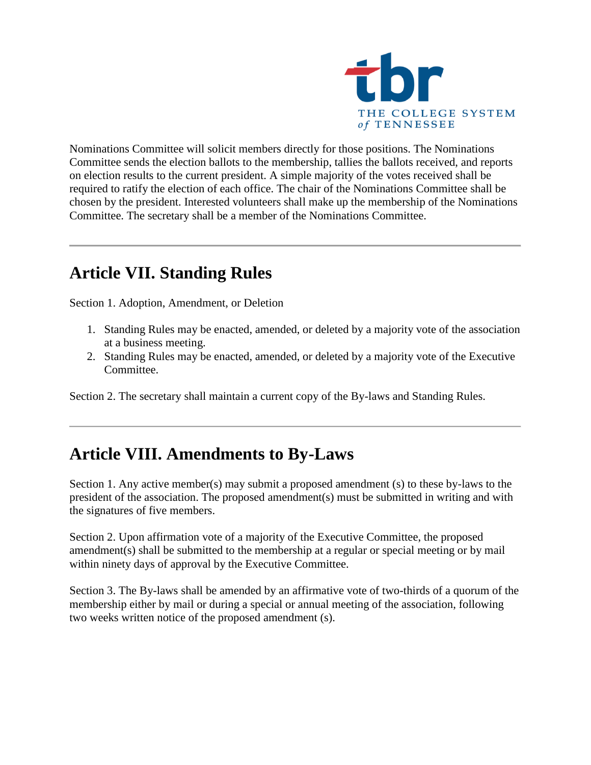Nominations Committee will solicit members directly for those positions. The Nominations Committee sends the election ballots to the membership, tallies the ballots received, and reports on election results to the current president. A simple majority of the votes received shall be required to ratify the election of each office. The chair of the Nominations Committee shall be chosen by the president. Interested volunteers shall make up the membership of the Nominations Committee. The secretary shall be a member of the Nominations Committee.

---

## Article VII. Standing Rules

Section 1. Adoption, Amendment, or Deletion

1. Standing Rules may be enacted, amended, or deleted by a majority vote of the association at a business meeting.
2. Standing Rules may be enacted, amended, or deleted by a majority vote of the Executive Committee.

Section 2. The secretary shall maintain a current copy of the By-laws and Standing Rules.

---

## Article VIII. Amendments to By-Laws

Section 1. Any active member(s) may submit a proposed amendment (s) to these by-laws to the president of the association. The proposed amendment(s) must be submitted in writing and with the signatures of five members.

Section 2. Upon affirmation vote of a majority of the Executive Committee, the proposed amendment(s) shall be submitted to the membership at a regular or special meeting or by mail within ninety days of approval by the Executive Committee.

Section 3. The By-laws shall be amended by an affirmative vote of two-thirds of a quorum of the membership either by mail or during a special or annual meeting of the association, following two weeks written notice of the proposed amendment (s).